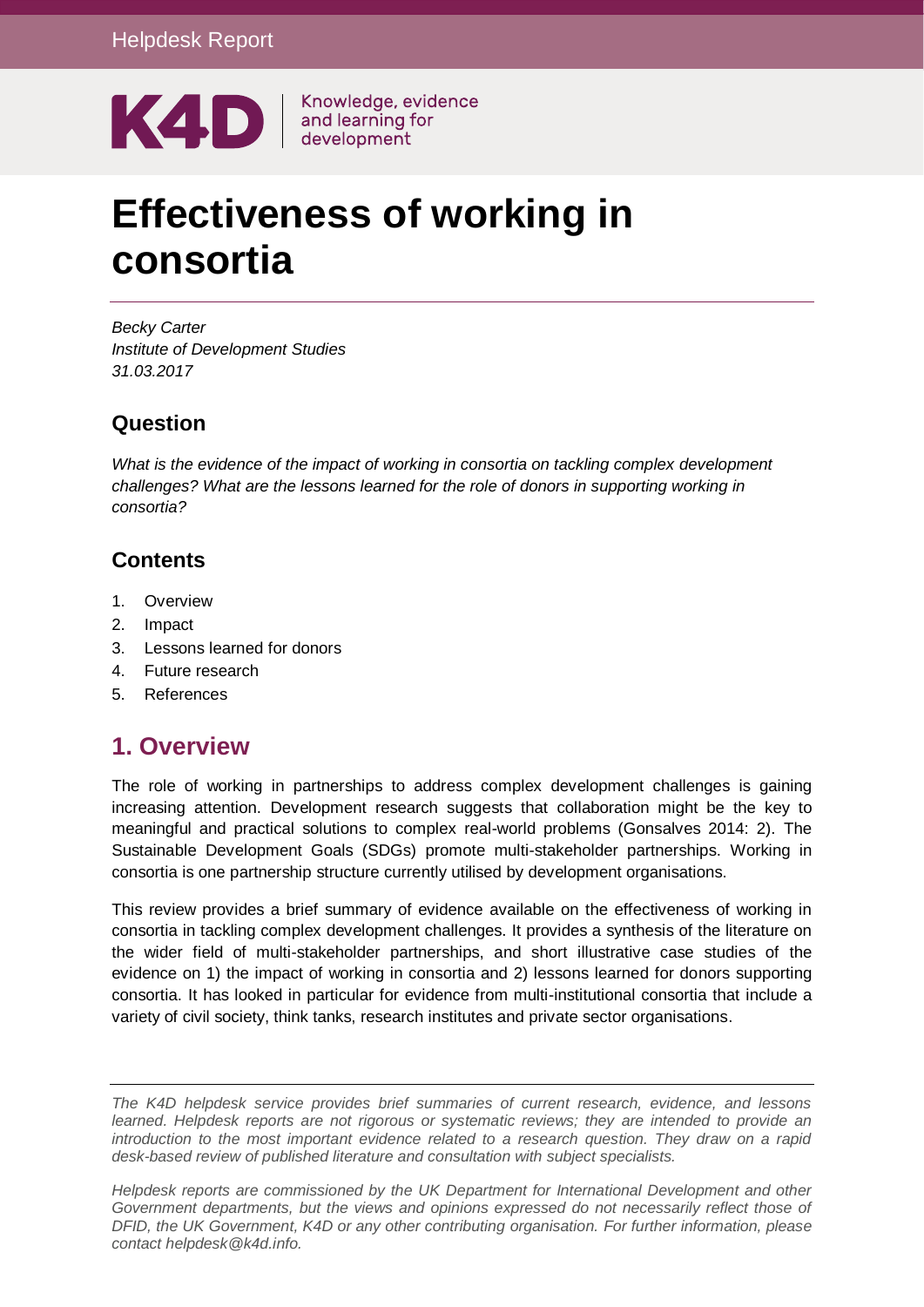Helpdesk Report

K4D | Knowledge, evidence and learning for development

# Effectiveness of working in consortia

*Becky Carter*
*Institute of Development Studies*
*31.03.2017*

## Question

*What is the evidence of the impact of working in consortia on tackling complex development challenges? What are the lessons learned for the role of donors in supporting working in consortia?*

## Contents

1. Overview
2. Impact
3. Lessons learned for donors
4. Future research
5. References

## 1. Overview

The role of working in partnerships to address complex development challenges is gaining increasing attention. Development research suggests that collaboration might be the key to meaningful and practical solutions to complex real-world problems (Gonsalves 2014: 2). The Sustainable Development Goals (SDGs) promote multi-stakeholder partnerships. Working in consortia is one partnership structure currently utilised by development organisations.

This review provides a brief summary of evidence available on the effectiveness of working in consortia in tackling complex development challenges. It provides a synthesis of the literature on the wider field of multi-stakeholder partnerships, and short illustrative case studies of the evidence on 1) the impact of working in consortia and 2) lessons learned for donors supporting consortia. It has looked in particular for evidence from multi-institutional consortia that include a variety of civil society, think tanks, research institutes and private sector organisations.

---

*The K4D helpdesk service provides brief summaries of current research, evidence, and lessons learned. Helpdesk reports are not rigorous or systematic reviews; they are intended to provide an introduction to the most important evidence related to a research question. They draw on a rapid desk-based review of published literature and consultation with subject specialists.*

*Helpdesk reports are commissioned by the UK Department for International Development and other Government departments, but the views and opinions expressed do not necessarily reflect those of DFID, the UK Government, K4D or any other contributing organisation. For further information, please contact helpdesk@k4d.info.*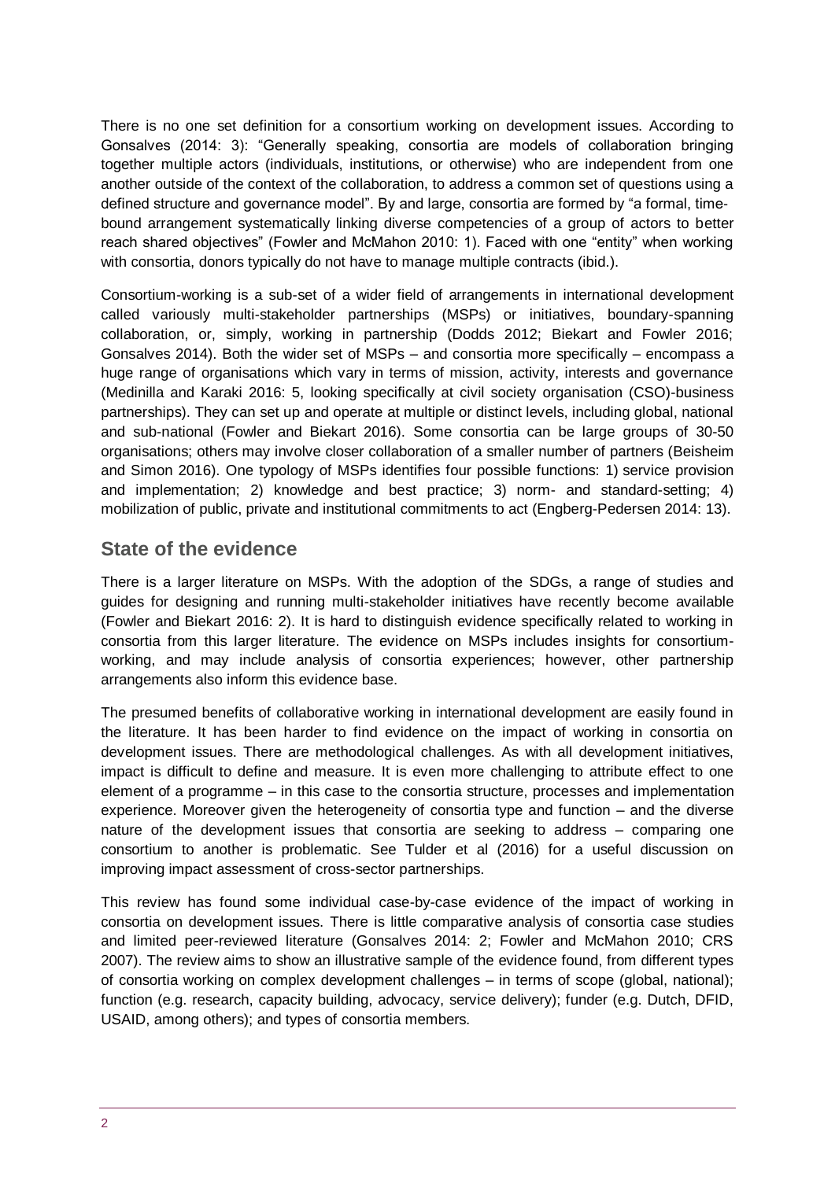There is no one set definition for a consortium working on development issues. According to Gonsalves (2014: 3): "Generally speaking, consortia are models of collaboration bringing together multiple actors (individuals, institutions, or otherwise) who are independent from one another outside of the context of the collaboration, to address a common set of questions using a defined structure and governance model". By and large, consortia are formed by "a formal, time-bound arrangement systematically linking diverse competencies of a group of actors to better reach shared objectives" (Fowler and McMahon 2010: 1). Faced with one "entity" when working with consortia, donors typically do not have to manage multiple contracts (ibid.).

Consortium-working is a sub-set of a wider field of arrangements in international development called variously multi-stakeholder partnerships (MSPs) or initiatives, boundary-spanning collaboration, or, simply, working in partnership (Dodds 2012; Biekart and Fowler 2016; Gonsalves 2014). Both the wider set of MSPs – and consortia more specifically – encompass a huge range of organisations which vary in terms of mission, activity, interests and governance (Medinilla and Karaki 2016: 5, looking specifically at civil society organisation (CSO)-business partnerships). They can set up and operate at multiple or distinct levels, including global, national and sub-national (Fowler and Biekart 2016). Some consortia can be large groups of 30-50 organisations; others may involve closer collaboration of a smaller number of partners (Beisheim and Simon 2016). One typology of MSPs identifies four possible functions: 1) service provision and implementation; 2) knowledge and best practice; 3) norm- and standard-setting; 4) mobilization of public, private and institutional commitments to act (Engberg-Pedersen 2014: 13).

## State of the evidence

There is a larger literature on MSPs. With the adoption of the SDGs, a range of studies and guides for designing and running multi-stakeholder initiatives have recently become available (Fowler and Biekart 2016: 2). It is hard to distinguish evidence specifically related to working in consortia from this larger literature. The evidence on MSPs includes insights for consortium-working, and may include analysis of consortia experiences; however, other partnership arrangements also inform this evidence base.

The presumed benefits of collaborative working in international development are easily found in the literature. It has been harder to find evidence on the impact of working in consortia on development issues. There are methodological challenges. As with all development initiatives, impact is difficult to define and measure. It is even more challenging to attribute effect to one element of a programme – in this case to the consortia structure, processes and implementation experience. Moreover given the heterogeneity of consortia type and function – and the diverse nature of the development issues that consortia are seeking to address – comparing one consortium to another is problematic. See Tulder et al (2016) for a useful discussion on improving impact assessment of cross-sector partnerships.

This review has found some individual case-by-case evidence of the impact of working in consortia on development issues. There is little comparative analysis of consortia case studies and limited peer-reviewed literature (Gonsalves 2014: 2; Fowler and McMahon 2010; CRS 2007). The review aims to show an illustrative sample of the evidence found, from different types of consortia working on complex development challenges – in terms of scope (global, national); function (e.g. research, capacity building, advocacy, service delivery); funder (e.g. Dutch, DFID, USAID, among others); and types of consortia members.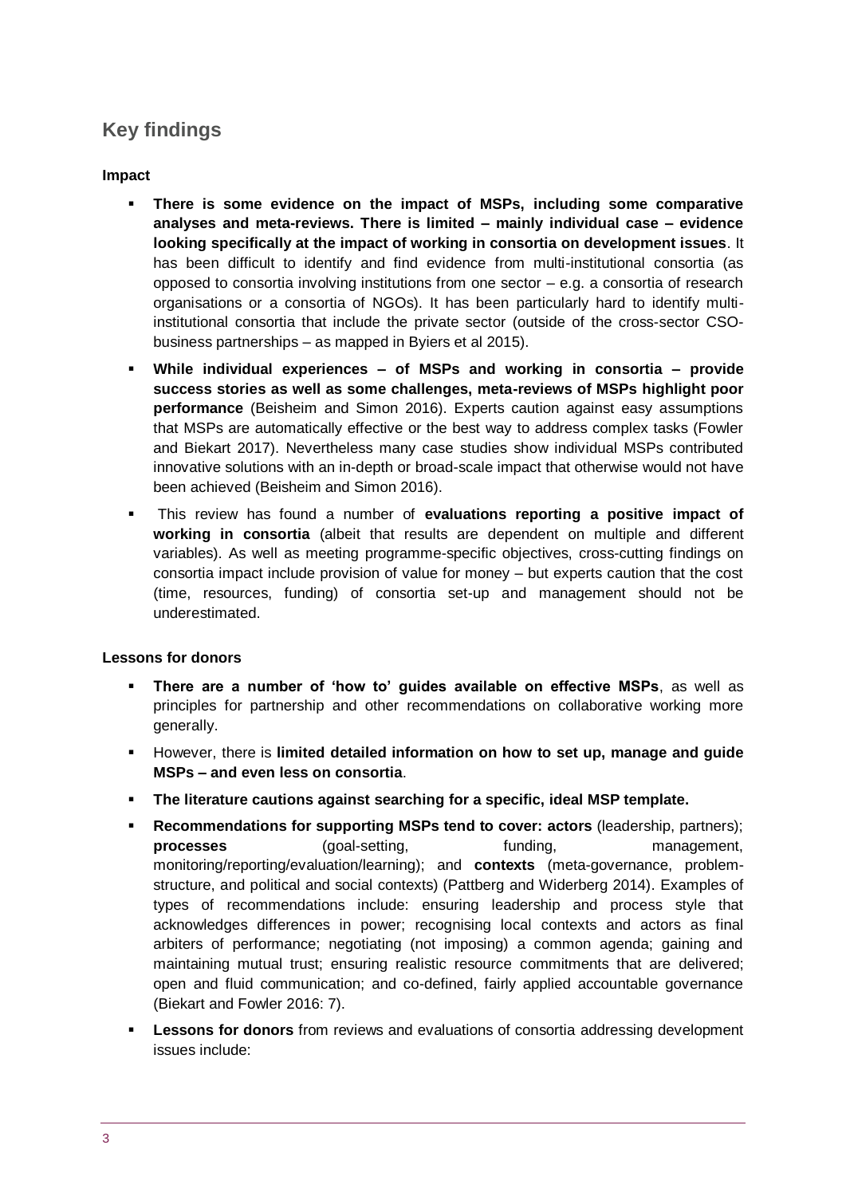## Key findings

**Impact**

- **There is some evidence on the impact of MSPs, including some comparative analyses and meta-reviews. There is limited – mainly individual case – evidence looking specifically at the impact of working in consortia on development issues**. It has been difficult to identify and find evidence from multi-institutional consortia (as opposed to consortia involving institutions from one sector – e.g. a consortia of research organisations or a consortia of NGOs). It has been particularly hard to identify multi-institutional consortia that include the private sector (outside of the cross-sector CSO-business partnerships – as mapped in Byiers et al 2015).
- **While individual experiences – of MSPs and working in consortia – provide success stories as well as some challenges, meta-reviews of MSPs highlight poor performance** (Beisheim and Simon 2016). Experts caution against easy assumptions that MSPs are automatically effective or the best way to address complex tasks (Fowler and Biekart 2017). Nevertheless many case studies show individual MSPs contributed innovative solutions with an in-depth or broad-scale impact that otherwise would not have been achieved (Beisheim and Simon 2016).
- This review has found a number of **evaluations reporting a positive impact of working in consortia** (albeit that results are dependent on multiple and different variables). As well as meeting programme-specific objectives, cross-cutting findings on consortia impact include provision of value for money – but experts caution that the cost (time, resources, funding) of consortia set-up and management should not be underestimated.

**Lessons for donors**

- **There are a number of 'how to' guides available on effective MSPs**, as well as principles for partnership and other recommendations on collaborative working more generally.
- However, there is **limited detailed information on how to set up, manage and guide MSPs – and even less on consortia**.
- **The literature cautions against searching for a specific, ideal MSP template.**
- **Recommendations for supporting MSPs tend to cover: actors** (leadership, partners); **processes** (goal-setting, funding, management, monitoring/reporting/evaluation/learning); and **contexts** (meta-governance, problem-structure, and political and social contexts) (Pattberg and Widerberg 2014). Examples of types of recommendations include: ensuring leadership and process style that acknowledges differences in power; recognising local contexts and actors as final arbiters of performance; negotiating (not imposing) a common agenda; gaining and maintaining mutual trust; ensuring realistic resource commitments that are delivered; open and fluid communication; and co-defined, fairly applied accountable governance (Biekart and Fowler 2016: 7).
- **Lessons for donors** from reviews and evaluations of consortia addressing development issues include: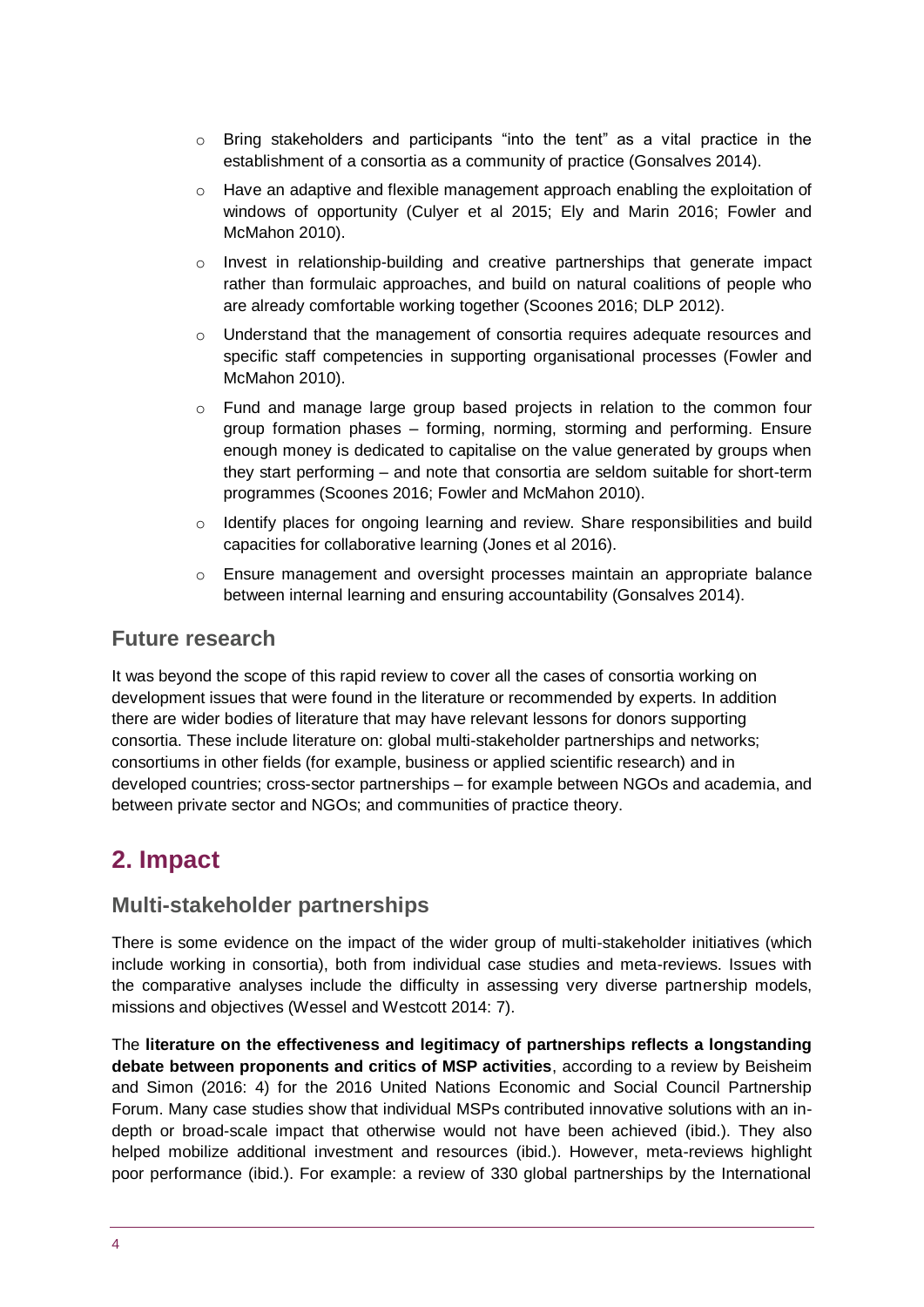- Bring stakeholders and participants "into the tent" as a vital practice in the establishment of a consortia as a community of practice (Gonsalves 2014).
- Have an adaptive and flexible management approach enabling the exploitation of windows of opportunity (Culyer et al 2015; Ely and Marin 2016; Fowler and McMahon 2010).
- Invest in relationship-building and creative partnerships that generate impact rather than formulaic approaches, and build on natural coalitions of people who are already comfortable working together (Scoones 2016; DLP 2012).
- Understand that the management of consortia requires adequate resources and specific staff competencies in supporting organisational processes (Fowler and McMahon 2010).
- Fund and manage large group based projects in relation to the common four group formation phases – forming, norming, storming and performing. Ensure enough money is dedicated to capitalise on the value generated by groups when they start performing – and note that consortia are seldom suitable for short-term programmes (Scoones 2016; Fowler and McMahon 2010).
- Identify places for ongoing learning and review. Share responsibilities and build capacities for collaborative learning (Jones et al 2016).
- Ensure management and oversight processes maintain an appropriate balance between internal learning and ensuring accountability (Gonsalves 2014).

### Future research

It was beyond the scope of this rapid review to cover all the cases of consortia working on development issues that were found in the literature or recommended by experts. In addition there are wider bodies of literature that may have relevant lessons for donors supporting consortia. These include literature on: global multi-stakeholder partnerships and networks; consortiums in other fields (for example, business or applied scientific research) and in developed countries; cross-sector partnerships – for example between NGOs and academia, and between private sector and NGOs; and communities of practice theory.

## 2. Impact

### Multi-stakeholder partnerships

There is some evidence on the impact of the wider group of multi-stakeholder initiatives (which include working in consortia), both from individual case studies and meta-reviews. Issues with the comparative analyses include the difficulty in assessing very diverse partnership models, missions and objectives (Wessel and Westcott 2014: 7).

The **literature on the effectiveness and legitimacy of partnerships reflects a longstanding debate between proponents and critics of MSP activities**, according to a review by Beisheim and Simon (2016: 4) for the 2016 United Nations Economic and Social Council Partnership Forum. Many case studies show that individual MSPs contributed innovative solutions with an in-depth or broad-scale impact that otherwise would not have been achieved (ibid.). They also helped mobilize additional investment and resources (ibid.). However, meta-reviews highlight poor performance (ibid.). For example: a review of 330 global partnerships by the International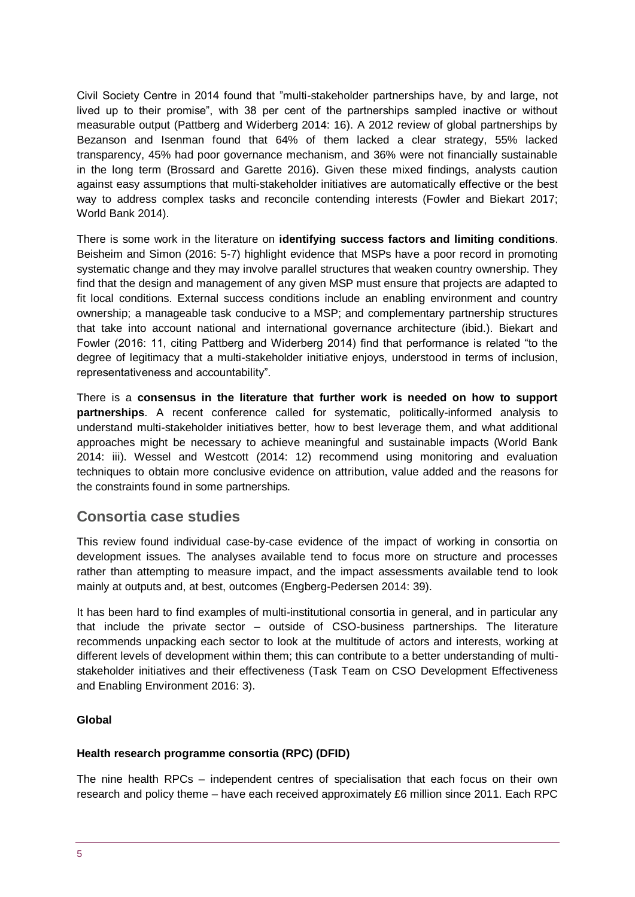Civil Society Centre in 2014 found that ”multi-stakeholder partnerships have, by and large, not lived up to their promise”, with 38 per cent of the partnerships sampled inactive or without measurable output (Pattberg and Widerberg 2014: 16). A 2012 review of global partnerships by Bezanson and Isenman found that 64% of them lacked a clear strategy, 55% lacked transparency, 45% had poor governance mechanism, and 36% were not financially sustainable in the long term (Brossard and Garette 2016). Given these mixed findings, analysts caution against easy assumptions that multi-stakeholder initiatives are automatically effective or the best way to address complex tasks and reconcile contending interests (Fowler and Biekart 2017; World Bank 2014).

There is some work in the literature on **identifying success factors and limiting conditions**. Beisheim and Simon (2016: 5-7) highlight evidence that MSPs have a poor record in promoting systematic change and they may involve parallel structures that weaken country ownership. They find that the design and management of any given MSP must ensure that projects are adapted to fit local conditions. External success conditions include an enabling environment and country ownership; a manageable task conducive to a MSP; and complementary partnership structures that take into account national and international governance architecture (ibid.). Biekart and Fowler (2016: 11, citing Pattberg and Widerberg 2014) find that performance is related “to the degree of legitimacy that a multi-stakeholder initiative enjoys, understood in terms of inclusion, representativeness and accountability”.

There is a **consensus in the literature that further work is needed on how to support partnerships**. A recent conference called for systematic, politically-informed analysis to understand multi-stakeholder initiatives better, how to best leverage them, and what additional approaches might be necessary to achieve meaningful and sustainable impacts (World Bank 2014: iii). Wessel and Westcott (2014: 12) recommend using monitoring and evaluation techniques to obtain more conclusive evidence on attribution, value added and the reasons for the constraints found in some partnerships.

## Consortia case studies

This review found individual case-by-case evidence of the impact of working in consortia on development issues. The analyses available tend to focus more on structure and processes rather than attempting to measure impact, and the impact assessments available tend to look mainly at outputs and, at best, outcomes (Engberg-Pedersen 2014: 39).

It has been hard to find examples of multi-institutional consortia in general, and in particular any that include the private sector – outside of CSO-business partnerships. The literature recommends unpacking each sector to look at the multitude of actors and interests, working at different levels of development within them; this can contribute to a better understanding of multi-stakeholder initiatives and their effectiveness (Task Team on CSO Development Effectiveness and Enabling Environment 2016: 3).

**Global**

**Health research programme consortia (RPC) (DFID)**

The nine health RPCs – independent centres of specialisation that each focus on their own research and policy theme – have each received approximately £6 million since 2011. Each RPC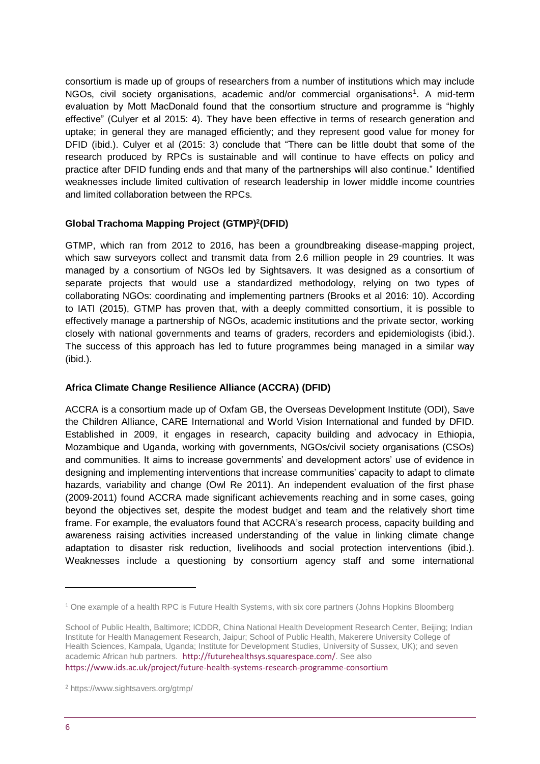consortium is made up of groups of researchers from a number of institutions which may include NGOs, civil society organisations, academic and/or commercial organisations[1]. A mid-term evaluation by Mott MacDonald found that the consortium structure and programme is "highly effective" (Culyer et al 2015: 4). They have been effective in terms of research generation and uptake; in general they are managed efficiently; and they represent good value for money for DFID (ibid.). Culyer et al (2015: 3) conclude that "There can be little doubt that some of the research produced by RPCs is sustainable and will continue to have effects on policy and practice after DFID funding ends and that many of the partnerships will also continue." Identified weaknesses include limited cultivation of research leadership in lower middle income countries and limited collaboration between the RPCs.

**Global Trachoma Mapping Project (GTMP)[2](DFID)**

GTMP, which ran from 2012 to 2016, has been a groundbreaking disease-mapping project, which saw surveyors collect and transmit data from 2.6 million people in 29 countries. It was managed by a consortium of NGOs led by Sightsavers. It was designed as a consortium of separate projects that would use a standardized methodology, relying on two types of collaborating NGOs: coordinating and implementing partners (Brooks et al 2016: 10). According to IATI (2015), GTMP has proven that, with a deeply committed consortium, it is possible to effectively manage a partnership of NGOs, academic institutions and the private sector, working closely with national governments and teams of graders, recorders and epidemiologists (ibid.). The success of this approach has led to future programmes being managed in a similar way (ibid.).

**Africa Climate Change Resilience Alliance (ACCRA) (DFID)**

ACCRA is a consortium made up of Oxfam GB, the Overseas Development Institute (ODI), Save the Children Alliance, CARE International and World Vision International and funded by DFID. Established in 2009, it engages in research, capacity building and advocacy in Ethiopia, Mozambique and Uganda, working with governments, NGOs/civil society organisations (CSOs) and communities. It aims to increase governments' and development actors' use of evidence in designing and implementing interventions that increase communities' capacity to adapt to climate hazards, variability and change (Owl Re 2011). An independent evaluation of the first phase (2009-2011) found ACCRA made significant achievements reaching and in some cases, going beyond the objectives set, despite the modest budget and team and the relatively short time frame. For example, the evaluators found that ACCRA's research process, capacity building and awareness raising activities increased understanding of the value in linking climate change adaptation to disaster risk reduction, livelihoods and social protection interventions (ibid.). Weaknesses include a questioning by consortium agency staff and some international

---

[1] One example of a health RPC is Future Health Systems, with six core partners (Johns Hopkins Bloomberg School of Public Health, Baltimore; ICDDR, China National Health Development Research Center, Beijing; Indian Institute for Health Management Research, Jaipur; School of Public Health, Makerere University College of Health Sciences, Kampala, Uganda; Institute for Development Studies, University of Sussex, UK); and seven academic African hub partners. http://futurehealthsys.squarespace.com/. See also https://www.ids.ac.uk/project/future-health-systems-research-programme-consortium

[2] https://www.sightsavers.org/gtmp/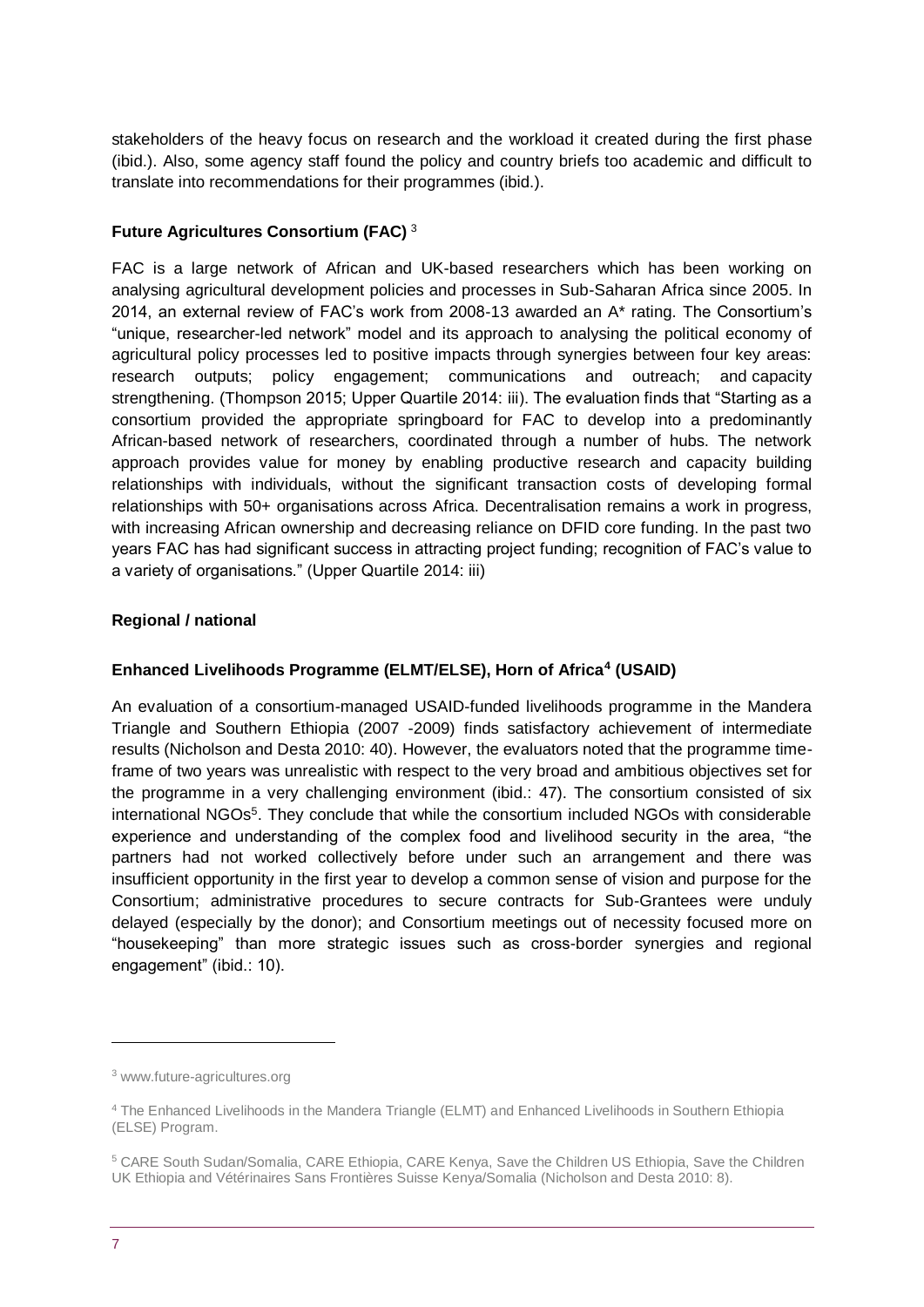stakeholders of the heavy focus on research and the workload it created during the first phase (ibid.). Also, some agency staff found the policy and country briefs too academic and difficult to translate into recommendations for their programmes (ibid.).

### Future Agricultures Consortium (FAC) [3]

FAC is a large network of African and UK-based researchers which has been working on analysing agricultural development policies and processes in Sub-Saharan Africa since 2005. In 2014, an external review of FAC's work from 2008-13 awarded an A* rating. The Consortium's "unique, researcher-led network" model and its approach to analysing the political economy of agricultural policy processes led to positive impacts through synergies between four key areas: research outputs; policy engagement; communications and outreach; and capacity strengthening. (Thompson 2015; Upper Quartile 2014: iii). The evaluation finds that "Starting as a consortium provided the appropriate springboard for FAC to develop into a predominantly African-based network of researchers, coordinated through a number of hubs. The network approach provides value for money by enabling productive research and capacity building relationships with individuals, without the significant transaction costs of developing formal relationships with 50+ organisations across Africa. Decentralisation remains a work in progress, with increasing African ownership and decreasing reliance on DFID core funding. In the past two years FAC has had significant success in attracting project funding; recognition of FAC's value to a variety of organisations." (Upper Quartile 2014: iii)

## Regional / national

### Enhanced Livelihoods Programme (ELMT/ELSE), Horn of Africa[4] (USAID)

An evaluation of a consortium-managed USAID-funded livelihoods programme in the Mandera Triangle and Southern Ethiopia (2007 -2009) finds satisfactory achievement of intermediate results (Nicholson and Desta 2010: 40). However, the evaluators noted that the programme time-frame of two years was unrealistic with respect to the very broad and ambitious objectives set for the programme in a very challenging environment (ibid.: 47). The consortium consisted of six international NGOs[5]. They conclude that while the consortium included NGOs with considerable experience and understanding of the complex food and livelihood security in the area, "the partners had not worked collectively before under such an arrangement and there was insufficient opportunity in the first year to develop a common sense of vision and purpose for the Consortium; administrative procedures to secure contracts for Sub-Grantees were unduly delayed (especially by the donor); and Consortium meetings out of necessity focused more on "housekeeping" than more strategic issues such as cross-border synergies and regional engagement" (ibid.: 10).

---

[3] www.future-agricultures.org

[4] The Enhanced Livelihoods in the Mandera Triangle (ELMT) and Enhanced Livelihoods in Southern Ethiopia (ELSE) Program.

[5] CARE South Sudan/Somalia, CARE Ethiopia, CARE Kenya, Save the Children US Ethiopia, Save the Children UK Ethiopia and Vétérinaires Sans Frontières Suisse Kenya/Somalia (Nicholson and Desta 2010: 8).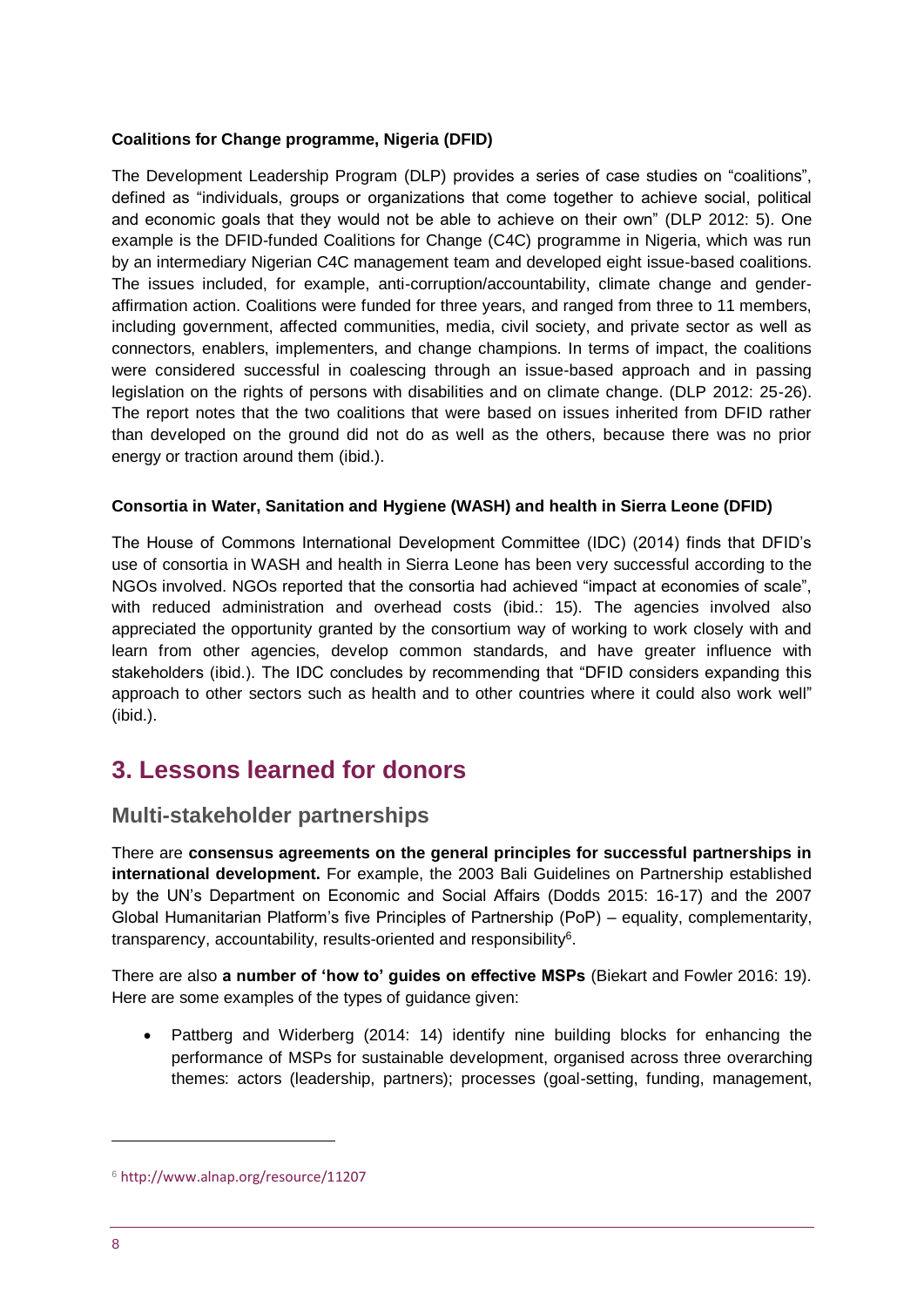**Coalitions for Change programme, Nigeria (DFID)**

The Development Leadership Program (DLP) provides a series of case studies on "coalitions", defined as "individuals, groups or organizations that come together to achieve social, political and economic goals that they would not be able to achieve on their own" (DLP 2012: 5). One example is the DFID-funded Coalitions for Change (C4C) programme in Nigeria, which was run by an intermediary Nigerian C4C management team and developed eight issue-based coalitions. The issues included, for example, anti-corruption/accountability, climate change and gender-affirmation action. Coalitions were funded for three years, and ranged from three to 11 members, including government, affected communities, media, civil society, and private sector as well as connectors, enablers, implementers, and change champions. In terms of impact, the coalitions were considered successful in coalescing through an issue-based approach and in passing legislation on the rights of persons with disabilities and on climate change. (DLP 2012: 25-26). The report notes that the two coalitions that were based on issues inherited from DFID rather than developed on the ground did not do as well as the others, because there was no prior energy or traction around them (ibid.).

**Consortia in Water, Sanitation and Hygiene (WASH) and health in Sierra Leone (DFID)**

The House of Commons International Development Committee (IDC) (2014) finds that DFID's use of consortia in WASH and health in Sierra Leone has been very successful according to the NGOs involved. NGOs reported that the consortia had achieved "impact at economies of scale", with reduced administration and overhead costs (ibid.: 15). The agencies involved also appreciated the opportunity granted by the consortium way of working to work closely with and learn from other agencies, develop common standards, and have greater influence with stakeholders (ibid.). The IDC concludes by recommending that "DFID considers expanding this approach to other sectors such as health and to other countries where it could also work well" (ibid.).

## 3. Lessons learned for donors

### Multi-stakeholder partnerships

There are **consensus agreements on the general principles for successful partnerships in international development.** For example, the 2003 Bali Guidelines on Partnership established by the UN's Department on Economic and Social Affairs (Dodds 2015: 16-17) and the 2007 Global Humanitarian Platform's five Principles of Partnership (PoP) – equality, complementarity, transparency, accountability, results-oriented and responsibility[6].

There are also **a number of 'how to' guides on effective MSPs** (Biekart and Fowler 2016: 19). Here are some examples of the types of guidance given:

- Pattberg and Widerberg (2014: 14) identify nine building blocks for enhancing the performance of MSPs for sustainable development, organised across three overarching themes: actors (leadership, partners); processes (goal-setting, funding, management,

[6] http://www.alnap.org/resource/11207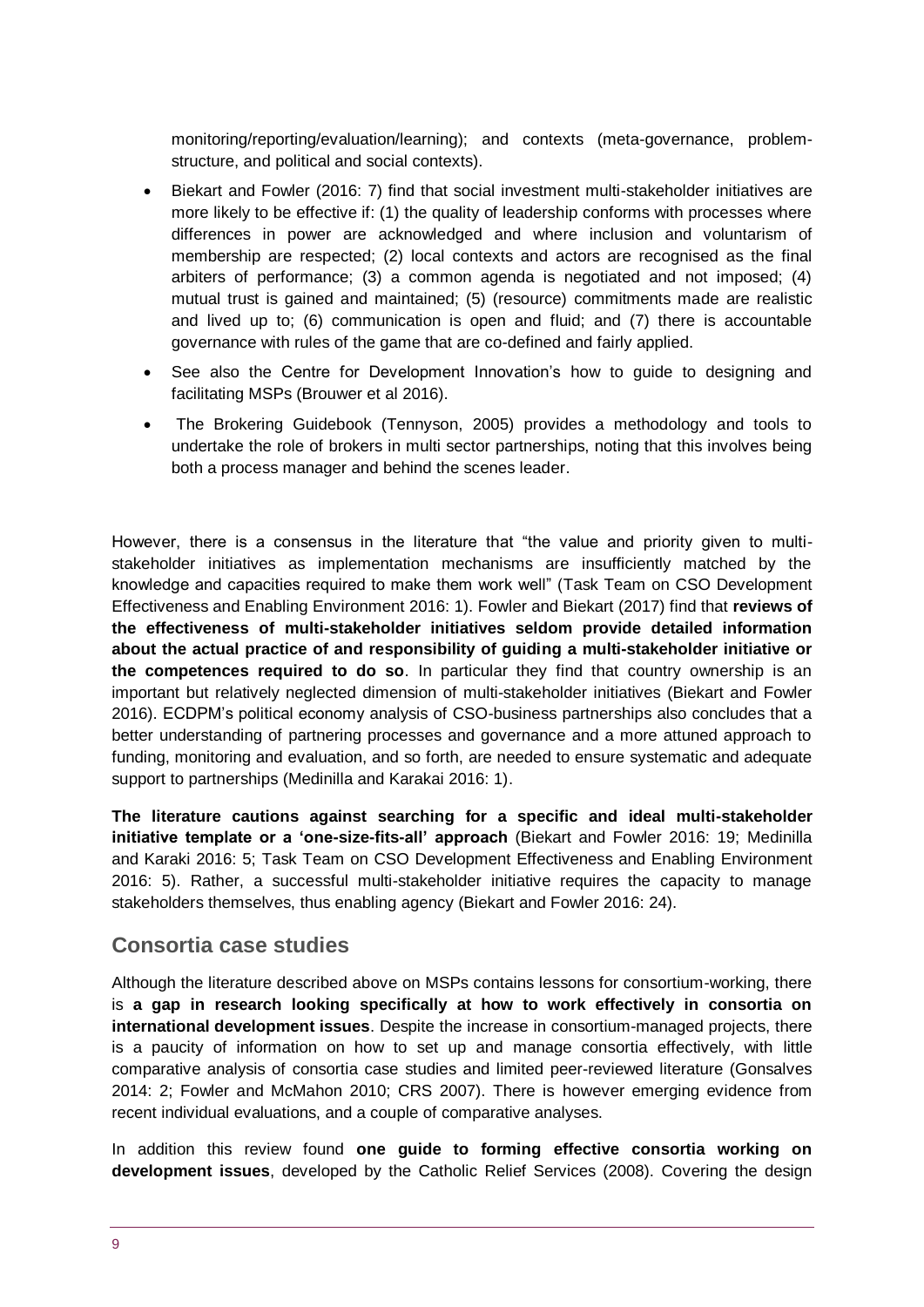monitoring/reporting/evaluation/learning); and contexts (meta-governance, problem-structure, and political and social contexts).

- Biekart and Fowler (2016: 7) find that social investment multi-stakeholder initiatives are more likely to be effective if: (1) the quality of leadership conforms with processes where differences in power are acknowledged and where inclusion and voluntarism of membership are respected; (2) local contexts and actors are recognised as the final arbiters of performance; (3) a common agenda is negotiated and not imposed; (4) mutual trust is gained and maintained; (5) (resource) commitments made are realistic and lived up to; (6) communication is open and fluid; and (7) there is accountable governance with rules of the game that are co-defined and fairly applied.
- See also the Centre for Development Innovation's how to guide to designing and facilitating MSPs (Brouwer et al 2016).
- The Brokering Guidebook (Tennyson, 2005) provides a methodology and tools to undertake the role of brokers in multi sector partnerships, noting that this involves being both a process manager and behind the scenes leader.

However, there is a consensus in the literature that "the value and priority given to multi-stakeholder initiatives as implementation mechanisms are insufficiently matched by the knowledge and capacities required to make them work well" (Task Team on CSO Development Effectiveness and Enabling Environment 2016: 1). Fowler and Biekart (2017) find that **reviews of the effectiveness of multi-stakeholder initiatives seldom provide detailed information about the actual practice of and responsibility of guiding a multi-stakeholder initiative or the competences required to do so**. In particular they find that country ownership is an important but relatively neglected dimension of multi-stakeholder initiatives (Biekart and Fowler 2016). ECDPM's political economy analysis of CSO-business partnerships also concludes that a better understanding of partnering processes and governance and a more attuned approach to funding, monitoring and evaluation, and so forth, are needed to ensure systematic and adequate support to partnerships (Medinilla and Karakai 2016: 1).

**The literature cautions against searching for a specific and ideal multi-stakeholder initiative template or a 'one-size-fits-all' approach** (Biekart and Fowler 2016: 19; Medinilla and Karaki 2016: 5; Task Team on CSO Development Effectiveness and Enabling Environment 2016: 5). Rather, a successful multi-stakeholder initiative requires the capacity to manage stakeholders themselves, thus enabling agency (Biekart and Fowler 2016: 24).

## Consortia case studies

Although the literature described above on MSPs contains lessons for consortium-working, there is **a gap in research looking specifically at how to work effectively in consortia on international development issues**. Despite the increase in consortium-managed projects, there is a paucity of information on how to set up and manage consortia effectively, with little comparative analysis of consortia case studies and limited peer-reviewed literature (Gonsalves 2014: 2; Fowler and McMahon 2010; CRS 2007). There is however emerging evidence from recent individual evaluations, and a couple of comparative analyses.

In addition this review found **one guide to forming effective consortia working on development issues**, developed by the Catholic Relief Services (2008). Covering the design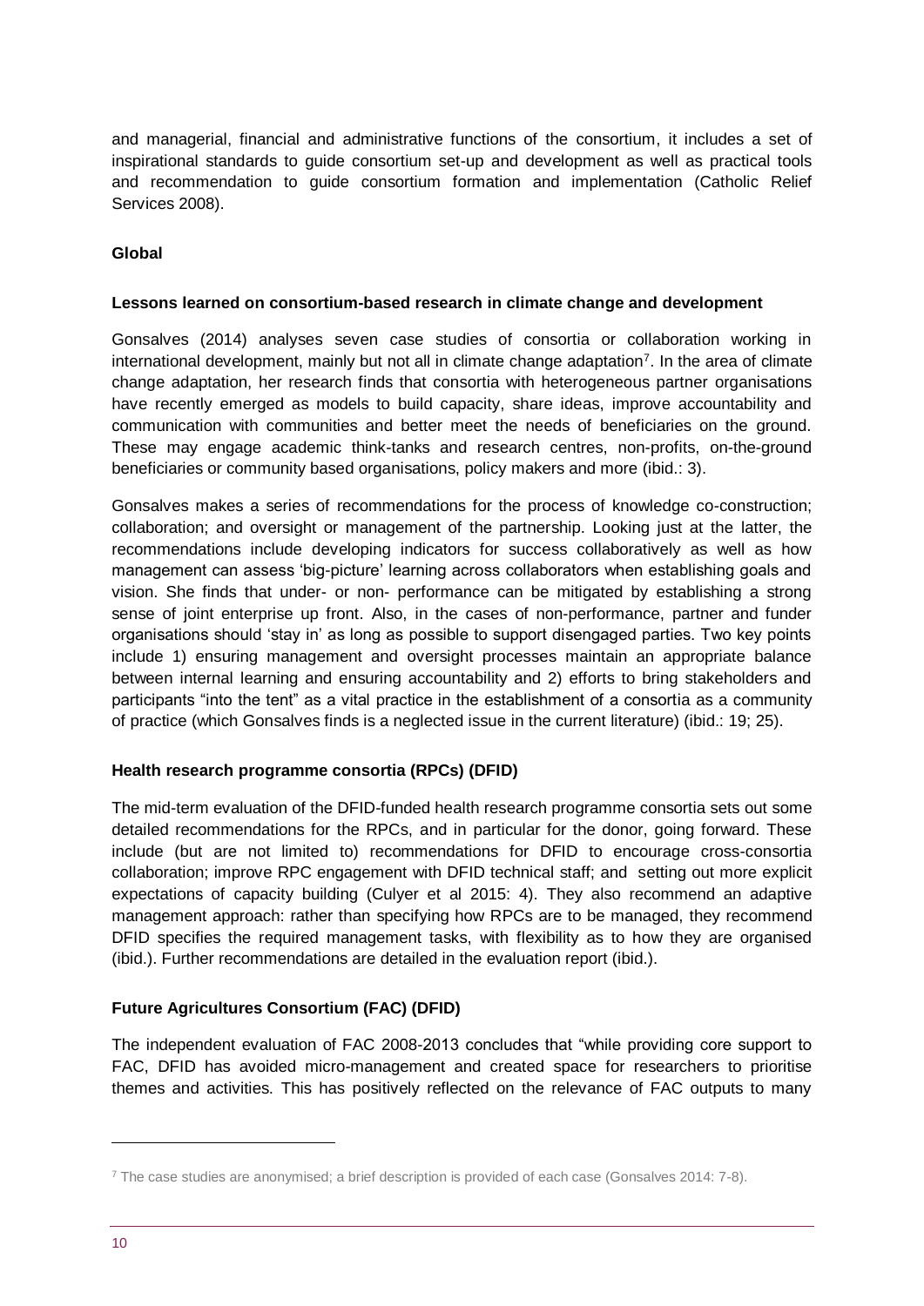and managerial, financial and administrative functions of the consortium, it includes a set of inspirational standards to guide consortium set-up and development as well as practical tools and recommendation to guide consortium formation and implementation (Catholic Relief Services 2008).

### Global

#### Lessons learned on consortium-based research in climate change and development

Gonsalves (2014) analyses seven case studies of consortia or collaboration working in international development, mainly but not all in climate change adaptation[7]. In the area of climate change adaptation, her research finds that consortia with heterogeneous partner organisations have recently emerged as models to build capacity, share ideas, improve accountability and communication with communities and better meet the needs of beneficiaries on the ground. These may engage academic think-tanks and research centres, non-profits, on-the-ground beneficiaries or community based organisations, policy makers and more (ibid.: 3).

Gonsalves makes a series of recommendations for the process of knowledge co-construction; collaboration; and oversight or management of the partnership. Looking just at the latter, the recommendations include developing indicators for success collaboratively as well as how management can assess 'big-picture' learning across collaborators when establishing goals and vision. She finds that under- or non- performance can be mitigated by establishing a strong sense of joint enterprise up front. Also, in the cases of non-performance, partner and funder organisations should 'stay in' as long as possible to support disengaged parties. Two key points include 1) ensuring management and oversight processes maintain an appropriate balance between internal learning and ensuring accountability and 2) efforts to bring stakeholders and participants "into the tent" as a vital practice in the establishment of a consortia as a community of practice (which Gonsalves finds is a neglected issue in the current literature) (ibid.: 19; 25).

#### Health research programme consortia (RPCs) (DFID)

The mid-term evaluation of the DFID-funded health research programme consortia sets out some detailed recommendations for the RPCs, and in particular for the donor, going forward. These include (but are not limited to) recommendations for DFID to encourage cross-consortia collaboration; improve RPC engagement with DFID technical staff; and setting out more explicit expectations of capacity building (Culyer et al 2015: 4). They also recommend an adaptive management approach: rather than specifying how RPCs are to be managed, they recommend DFID specifies the required management tasks, with flexibility as to how they are organised (ibid.). Further recommendations are detailed in the evaluation report (ibid.).

#### Future Agricultures Consortium (FAC) (DFID)

The independent evaluation of FAC 2008-2013 concludes that "while providing core support to FAC, DFID has avoided micro-management and created space for researchers to prioritise themes and activities. This has positively reflected on the relevance of FAC outputs to many

---

[7] The case studies are anonymised; a brief description is provided of each case (Gonsalves 2014: 7-8).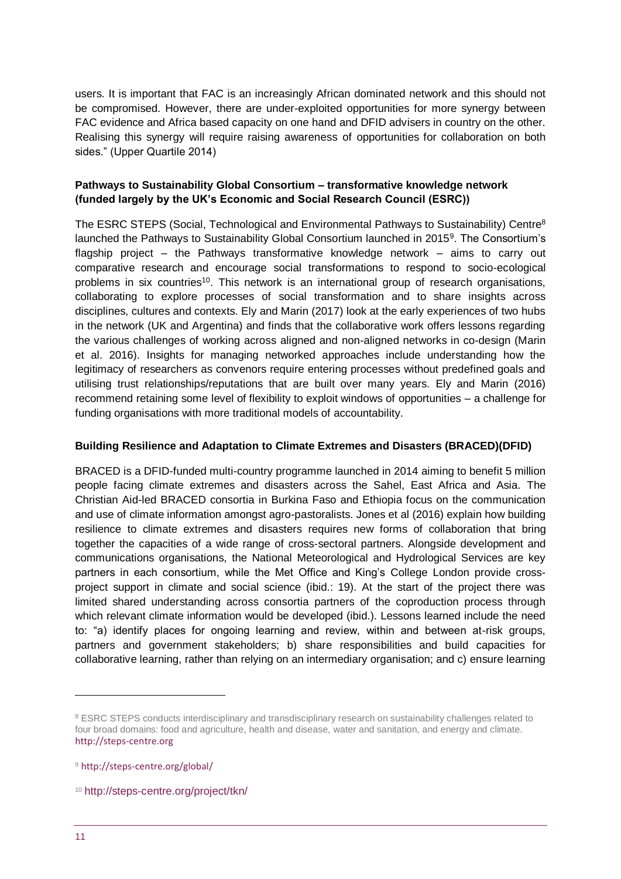users. It is important that FAC is an increasingly African dominated network and this should not be compromised. However, there are under-exploited opportunities for more synergy between FAC evidence and Africa based capacity on one hand and DFID advisers in country on the other. Realising this synergy will require raising awareness of opportunities for collaboration on both sides." (Upper Quartile 2014)

**Pathways to Sustainability Global Consortium – transformative knowledge network (funded largely by the UK's Economic and Social Research Council (ESRC))**

The ESRC STEPS (Social, Technological and Environmental Pathways to Sustainability) Centre[8] launched the Pathways to Sustainability Global Consortium launched in 2015[9]. The Consortium's flagship project – the Pathways transformative knowledge network – aims to carry out comparative research and encourage social transformations to respond to socio-ecological problems in six countries[10]. This network is an international group of research organisations, collaborating to explore processes of social transformation and to share insights across disciplines, cultures and contexts. Ely and Marin (2017) look at the early experiences of two hubs in the network (UK and Argentina) and finds that the collaborative work offers lessons regarding the various challenges of working across aligned and non-aligned networks in co-design (Marin et al. 2016). Insights for managing networked approaches include understanding how the legitimacy of researchers as convenors require entering processes without predefined goals and utilising trust relationships/reputations that are built over many years. Ely and Marin (2016) recommend retaining some level of flexibility to exploit windows of opportunities – a challenge for funding organisations with more traditional models of accountability.

**Building Resilience and Adaptation to Climate Extremes and Disasters (BRACED)(DFID)**

BRACED is a DFID-funded multi-country programme launched in 2014 aiming to benefit 5 million people facing climate extremes and disasters across the Sahel, East Africa and Asia. The Christian Aid-led BRACED consortia in Burkina Faso and Ethiopia focus on the communication and use of climate information amongst agro-pastoralists. Jones et al (2016) explain how building resilience to climate extremes and disasters requires new forms of collaboration that bring together the capacities of a wide range of cross-sectoral partners. Alongside development and communications organisations, the National Meteorological and Hydrological Services are key partners in each consortium, while the Met Office and King's College London provide cross-project support in climate and social science (ibid.: 19). At the start of the project there was limited shared understanding across consortia partners of the coproduction process through which relevant climate information would be developed (ibid.). Lessons learned include the need to: "a) identify places for ongoing learning and review, within and between at-risk groups, partners and government stakeholders; b) share responsibilities and build capacities for collaborative learning, rather than relying on an intermediary organisation; and c) ensure learning

---

[8] ESRC STEPS conducts interdisciplinary and transdisciplinary research on sustainability challenges related to four broad domains: food and agriculture, health and disease, water and sanitation, and energy and climate. http://steps-centre.org

[9] http://steps-centre.org/global/

[10] http://steps-centre.org/project/tkn/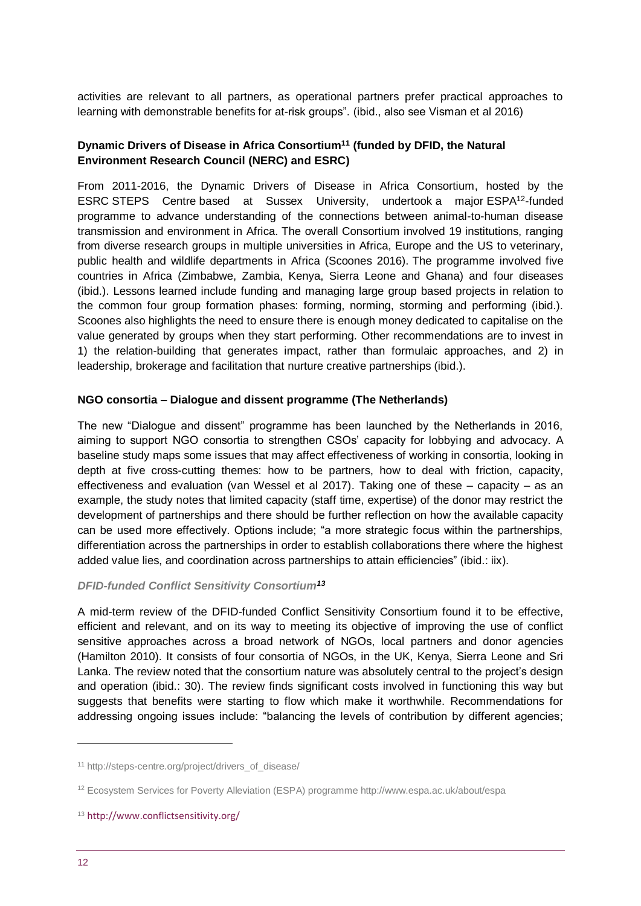activities are relevant to all partners, as operational partners prefer practical approaches to learning with demonstrable benefits for at-risk groups". (ibid., also see Visman et al 2016)

**Dynamic Drivers of Disease in Africa Consortium[11] (funded by DFID, the Natural Environment Research Council (NERC) and ESRC)**

From 2011-2016, the Dynamic Drivers of Disease in Africa Consortium, hosted by the ESRC STEPS Centre based at Sussex University, undertook a major ESPA[12]-funded programme to advance understanding of the connections between animal-to-human disease transmission and environment in Africa. The overall Consortium involved 19 institutions, ranging from diverse research groups in multiple universities in Africa, Europe and the US to veterinary, public health and wildlife departments in Africa (Scoones 2016). The programme involved five countries in Africa (Zimbabwe, Zambia, Kenya, Sierra Leone and Ghana) and four diseases (ibid.). Lessons learned include funding and managing large group based projects in relation to the common four group formation phases: forming, norming, storming and performing (ibid.). Scoones also highlights the need to ensure there is enough money dedicated to capitalise on the value generated by groups when they start performing. Other recommendations are to invest in 1) the relation-building that generates impact, rather than formulaic approaches, and 2) in leadership, brokerage and facilitation that nurture creative partnerships (ibid.).

**NGO consortia – Dialogue and dissent programme (The Netherlands)**

The new "Dialogue and dissent" programme has been launched by the Netherlands in 2016, aiming to support NGO consortia to strengthen CSOs' capacity for lobbying and advocacy. A baseline study maps some issues that may affect effectiveness of working in consortia, looking in depth at five cross-cutting themes: how to be partners, how to deal with friction, capacity, effectiveness and evaluation (van Wessel et al 2017). Taking one of these – capacity – as an example, the study notes that limited capacity (staff time, expertise) of the donor may restrict the development of partnerships and there should be further reflection on how the available capacity can be used more effectively. Options include; "a more strategic focus within the partnerships, differentiation across the partnerships in order to establish collaborations there where the highest added value lies, and coordination across partnerships to attain efficiencies" (ibid.: iix).

***DFID-funded Conflict Sensitivity Consortium[13]***

A mid-term review of the DFID-funded Conflict Sensitivity Consortium found it to be effective, efficient and relevant, and on its way to meeting its objective of improving the use of conflict sensitive approaches across a broad network of NGOs, local partners and donor agencies (Hamilton 2010). It consists of four consortia of NGOs, in the UK, Kenya, Sierra Leone and Sri Lanka. The review noted that the consortium nature was absolutely central to the project's design and operation (ibid.: 30). The review finds significant costs involved in functioning this way but suggests that benefits were starting to flow which make it worthwhile. Recommendations for addressing ongoing issues include: "balancing the levels of contribution by different agencies;

---

[11] http://steps-centre.org/project/drivers_of_disease/

[12] Ecosystem Services for Poverty Alleviation (ESPA) programme http://www.espa.ac.uk/about/espa

[13] http://www.conflictsensitivity.org/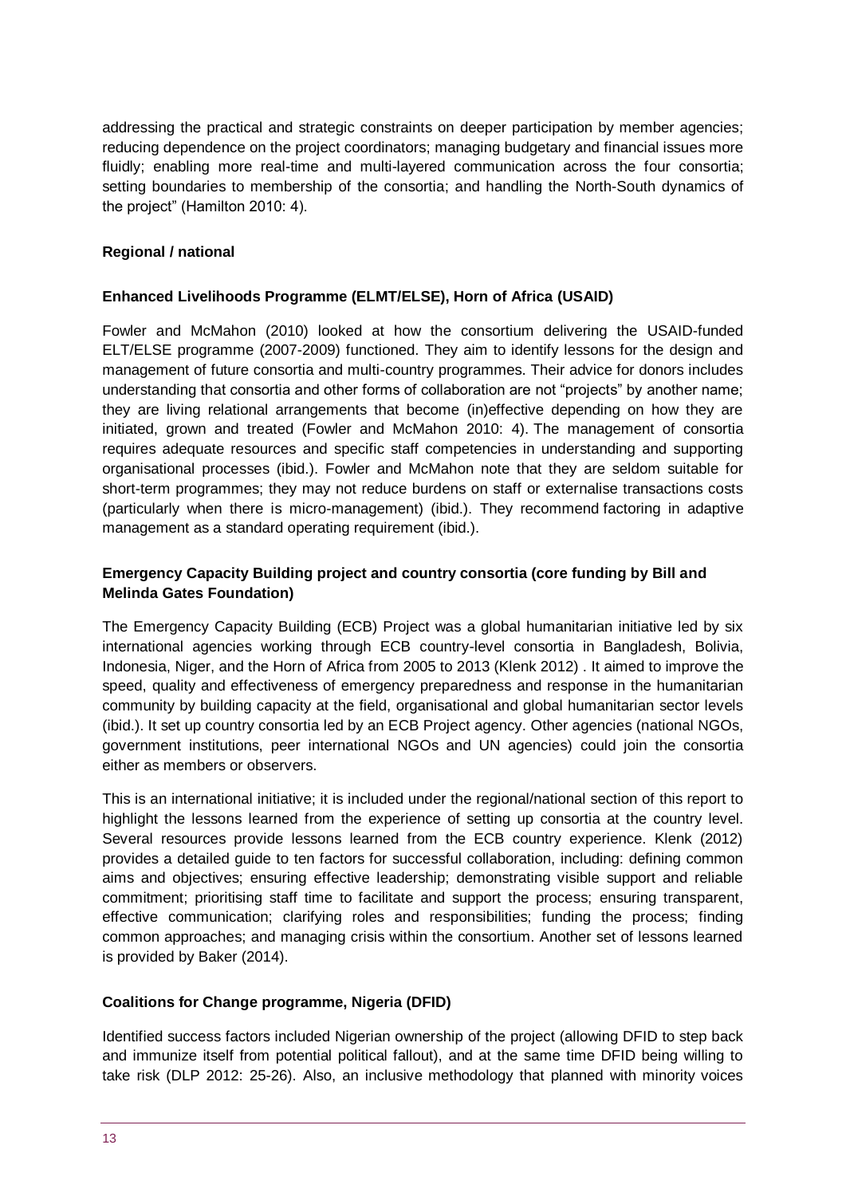addressing the practical and strategic constraints on deeper participation by member agencies; reducing dependence on the project coordinators; managing budgetary and financial issues more fluidly; enabling more real-time and multi-layered communication across the four consortia; setting boundaries to membership of the consortia; and handling the North-South dynamics of the project" (Hamilton 2010: 4).

### Regional / national

#### Enhanced Livelihoods Programme (ELMT/ELSE), Horn of Africa (USAID)

Fowler and McMahon (2010) looked at how the consortium delivering the USAID-funded ELT/ELSE programme (2007-2009) functioned. They aim to identify lessons for the design and management of future consortia and multi-country programmes. Their advice for donors includes understanding that consortia and other forms of collaboration are not "projects" by another name; they are living relational arrangements that become (in)effective depending on how they are initiated, grown and treated (Fowler and McMahon 2010: 4). The management of consortia requires adequate resources and specific staff competencies in understanding and supporting organisational processes (ibid.). Fowler and McMahon note that they are seldom suitable for short-term programmes; they may not reduce burdens on staff or externalise transactions costs (particularly when there is micro-management) (ibid.). They recommend factoring in adaptive management as a standard operating requirement (ibid.).

#### Emergency Capacity Building project and country consortia (core funding by Bill and Melinda Gates Foundation)

The Emergency Capacity Building (ECB) Project was a global humanitarian initiative led by six international agencies working through ECB country-level consortia in Bangladesh, Bolivia, Indonesia, Niger, and the Horn of Africa from 2005 to 2013 (Klenk 2012) . It aimed to improve the speed, quality and effectiveness of emergency preparedness and response in the humanitarian community by building capacity at the field, organisational and global humanitarian sector levels (ibid.). It set up country consortia led by an ECB Project agency. Other agencies (national NGOs, government institutions, peer international NGOs and UN agencies) could join the consortia either as members or observers.

This is an international initiative; it is included under the regional/national section of this report to highlight the lessons learned from the experience of setting up consortia at the country level. Several resources provide lessons learned from the ECB country experience. Klenk (2012) provides a detailed guide to ten factors for successful collaboration, including: defining common aims and objectives; ensuring effective leadership; demonstrating visible support and reliable commitment; prioritising staff time to facilitate and support the process; ensuring transparent, effective communication; clarifying roles and responsibilities; funding the process; finding common approaches; and managing crisis within the consortium. Another set of lessons learned is provided by Baker (2014).

#### Coalitions for Change programme, Nigeria (DFID)

Identified success factors included Nigerian ownership of the project (allowing DFID to step back and immunize itself from potential political fallout), and at the same time DFID being willing to take risk (DLP 2012: 25-26). Also, an inclusive methodology that planned with minority voices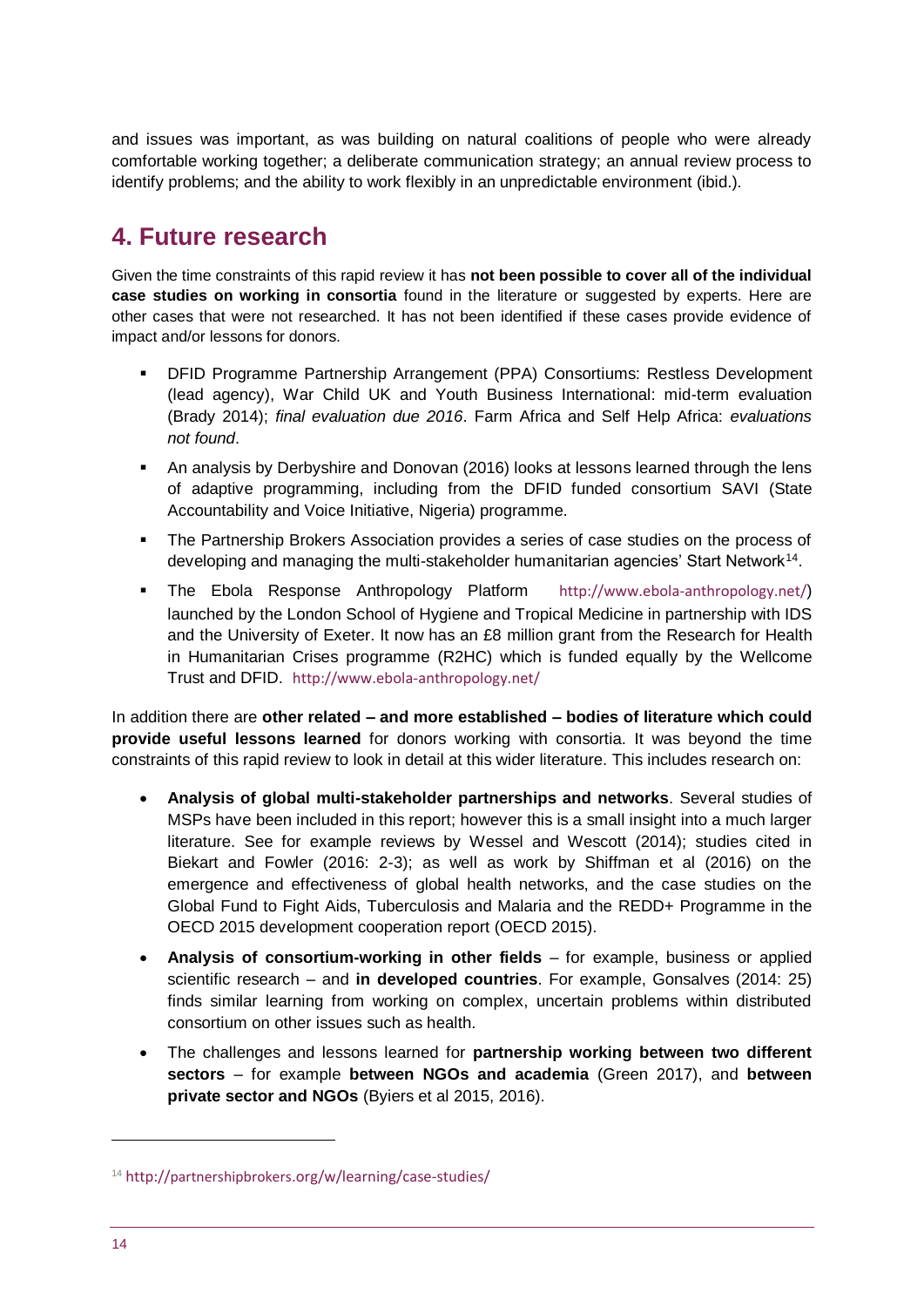and issues was important, as was building on natural coalitions of people who were already comfortable working together; a deliberate communication strategy; an annual review process to identify problems; and the ability to work flexibly in an unpredictable environment (ibid.).

## 4. Future research

Given the time constraints of this rapid review it has **not been possible to cover all of the individual case studies on working in consortia** found in the literature or suggested by experts. Here are other cases that were not researched. It has not been identified if these cases provide evidence of impact and/or lessons for donors.

- DFID Programme Partnership Arrangement (PPA) Consortiums: Restless Development (lead agency), War Child UK and Youth Business International: mid-term evaluation (Brady 2014); *final evaluation due 2016*. Farm Africa and Self Help Africa: *evaluations not found*.
- An analysis by Derbyshire and Donovan (2016) looks at lessons learned through the lens of adaptive programming, including from the DFID funded consortium SAVI (State Accountability and Voice Initiative, Nigeria) programme.
- The Partnership Brokers Association provides a series of case studies on the process of developing and managing the multi-stakeholder humanitarian agencies' Start Network[14].
- The Ebola Response Anthropology Platform http://www.ebola-anthropology.net/) launched by the London School of Hygiene and Tropical Medicine in partnership with IDS and the University of Exeter. It now has an £8 million grant from the Research for Health in Humanitarian Crises programme (R2HC) which is funded equally by the Wellcome Trust and DFID. http://www.ebola-anthropology.net/

In addition there are **other related – and more established – bodies of literature which could provide useful lessons learned** for donors working with consortia. It was beyond the time constraints of this rapid review to look in detail at this wider literature. This includes research on:

- **Analysis of global multi-stakeholder partnerships and networks**. Several studies of MSPs have been included in this report; however this is a small insight into a much larger literature. See for example reviews by Wessel and Wescott (2014); studies cited in Biekart and Fowler (2016: 2-3); as well as work by Shiffman et al (2016) on the emergence and effectiveness of global health networks, and the case studies on the Global Fund to Fight Aids, Tuberculosis and Malaria and the REDD+ Programme in the OECD 2015 development cooperation report (OECD 2015).
- **Analysis of consortium-working in other fields** – for example, business or applied scientific research – and **in developed countries**. For example, Gonsalves (2014: 25) finds similar learning from working on complex, uncertain problems within distributed consortium on other issues such as health.
- The challenges and lessons learned for **partnership working between two different sectors** – for example **between NGOs and academia** (Green 2017), and **between private sector and NGOs** (Byiers et al 2015, 2016).

---

[14] http://partnershipbrokers.org/w/learning/case-studies/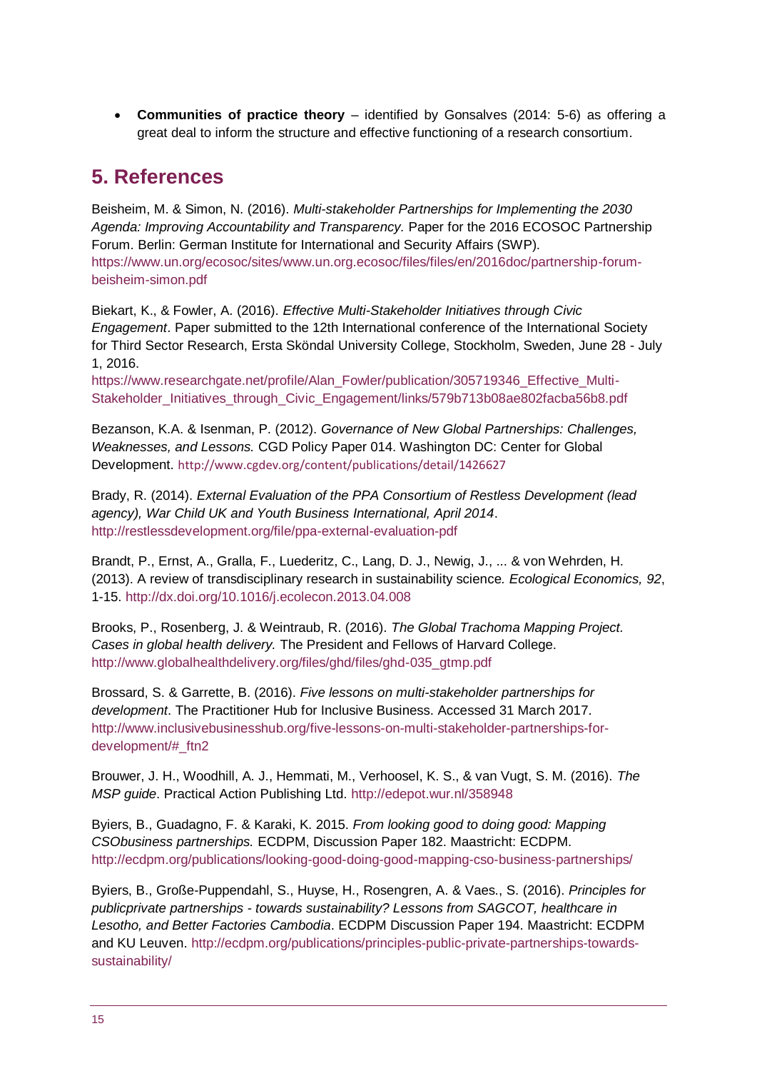- **Communities of practice theory** – identified by Gonsalves (2014: 5-6) as offering a great deal to inform the structure and effective functioning of a research consortium.

## 5. References

Beisheim, M. & Simon, N. (2016). *Multi-stakeholder Partnerships for Implementing the 2030 Agenda: Improving Accountability and Transparency.* Paper for the 2016 ECOSOC Partnership Forum. Berlin: German Institute for International and Security Affairs (SWP). https://www.un.org/ecosoc/sites/www.un.org.ecosoc/files/files/en/2016doc/partnership-forum-beisheim-simon.pdf

Biekart, K., & Fowler, A. (2016). *Effective Multi-Stakeholder Initiatives through Civic Engagement*. Paper submitted to the 12th International conference of the International Society for Third Sector Research, Ersta Sköndal University College, Stockholm, Sweden, June 28 - July 1, 2016. https://www.researchgate.net/profile/Alan_Fowler/publication/305719346_Effective_Multi-Stakeholder_Initiatives_through_Civic_Engagement/links/579b713b08ae802facba56b8.pdf

Bezanson, K.A. & Isenman, P. (2012). *Governance of New Global Partnerships: Challenges, Weaknesses, and Lessons.* CGD Policy Paper 014. Washington DC: Center for Global Development. http://www.cgdev.org/content/publications/detail/1426627

Brady, R. (2014). *External Evaluation of the PPA Consortium of Restless Development (lead agency), War Child UK and Youth Business International, April 2014*. http://restlessdevelopment.org/file/ppa-external-evaluation-pdf

Brandt, P., Ernst, A., Gralla, F., Luederitz, C., Lang, D. J., Newig, J., ... & von Wehrden, H. (2013). A review of transdisciplinary research in sustainability science*. Ecological Economics, 92*, 1-15. http://dx.doi.org/10.1016/j.ecolecon.2013.04.008

Brooks, P., Rosenberg, J. & Weintraub, R. (2016). *The Global Trachoma Mapping Project. Cases in global health delivery.* The President and Fellows of Harvard College. http://www.globalhealthdelivery.org/files/ghd/files/ghd-035_gtmp.pdf

Brossard, S. & Garrette, B. (2016). *Five lessons on multi-stakeholder partnerships for development*. The Practitioner Hub for Inclusive Business. Accessed 31 March 2017. http://www.inclusivebusinesshub.org/five-lessons-on-multi-stakeholder-partnerships-for-development/#_ftn2

Brouwer, J. H., Woodhill, A. J., Hemmati, M., Verhoosel, K. S., & van Vugt, S. M. (2016). *The MSP guide*. Practical Action Publishing Ltd. http://edepot.wur.nl/358948

Byiers, B., Guadagno, F. & Karaki, K. 2015. *From looking good to doing good: Mapping CSObusiness partnerships.* ECDPM, Discussion Paper 182. Maastricht: ECDPM. http://ecdpm.org/publications/looking-good-doing-good-mapping-cso-business-partnerships/

Byiers, B., Große-Puppendahl, S., Huyse, H., Rosengren, A. & Vaes., S. (2016). *Principles for publicprivate partnerships - towards sustainability? Lessons from SAGCOT, healthcare in Lesotho, and Better Factories Cambodia*. ECDPM Discussion Paper 194. Maastricht: ECDPM and KU Leuven. http://ecdpm.org/publications/principles-public-private-partnerships-towards-sustainability/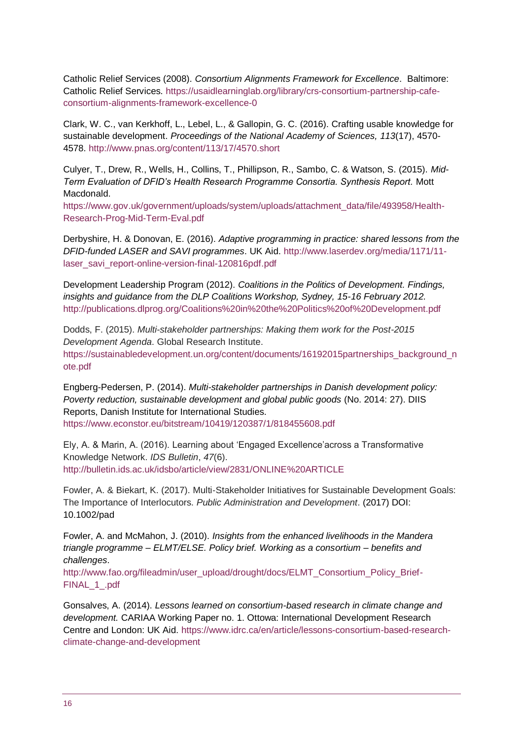Catholic Relief Services (2008). *Consortium Alignments Framework for Excellence*. Baltimore: Catholic Relief Services. https://usaidlearninglab.org/library/crs-consortium-partnership-cafe-consortium-alignments-framework-excellence-0

Clark, W. C., van Kerkhoff, L., Lebel, L., & Gallopin, G. C. (2016). Crafting usable knowledge for sustainable development. *Proceedings of the National Academy of Sciences, 113*(17), 4570-4578. http://www.pnas.org/content/113/17/4570.short

Culyer, T., Drew, R., Wells, H., Collins, T., Phillipson, R., Sambo, C. & Watson, S. (2015). *Mid-Term Evaluation of DFID's Health Research Programme Consortia. Synthesis Report.* Mott Macdonald. https://www.gov.uk/government/uploads/system/uploads/attachment_data/file/493958/Health-Research-Prog-Mid-Term-Eval.pdf

Derbyshire, H. & Donovan, E. (2016). *Adaptive programming in practice: shared lessons from the DFID-funded LASER and SAVI programmes*. UK Aid. http://www.laserdev.org/media/1171/11-laser_savi_report-online-version-final-120816pdf.pdf

Development Leadership Program (2012). *Coalitions in the Politics of Development. Findings, insights and guidance from the DLP Coalitions Workshop, Sydney, 15-16 February 2012.* http://publications.dlprog.org/Coalitions%20in%20the%20Politics%20of%20Development.pdf

Dodds, F. (2015). *Multi-stakeholder partnerships: Making them work for the Post-2015 Development Agenda*. Global Research Institute. https://sustainabledevelopment.un.org/content/documents/16192015partnerships_background_note.pdf

Engberg-Pedersen, P. (2014). *Multi-stakeholder partnerships in Danish development policy: Poverty reduction, sustainable development and global public goods* (No. 2014: 27). DIIS Reports, Danish Institute for International Studies. https://www.econstor.eu/bitstream/10419/120387/1/818455608.pdf

Ely, A. & Marin, A. (2016). Learning about 'Engaged Excellence'across a Transformative Knowledge Network. *IDS Bulletin*, *47*(6). http://bulletin.ids.ac.uk/idsbo/article/view/2831/ONLINE%20ARTICLE

Fowler, A. & Biekart, K. (2017). Multi-Stakeholder Initiatives for Sustainable Development Goals: The Importance of Interlocutors. *Public Administration and Development*. (2017) DOI: 10.1002/pad

Fowler, A. and McMahon, J. (2010). *Insights from the enhanced livelihoods in the Mandera triangle programme – ELMT/ELSE. Policy brief. Working as a consortium – benefits and challenges*. http://www.fao.org/fileadmin/user_upload/drought/docs/ELMT_Consortium_Policy_Brief-FINAL_1_.pdf

Gonsalves, A. (2014). *Lessons learned on consortium-based research in climate change and development.* CARIAA Working Paper no. 1. Ottowa: International Development Research Centre and London: UK Aid. https://www.idrc.ca/en/article/lessons-consortium-based-research-climate-change-and-development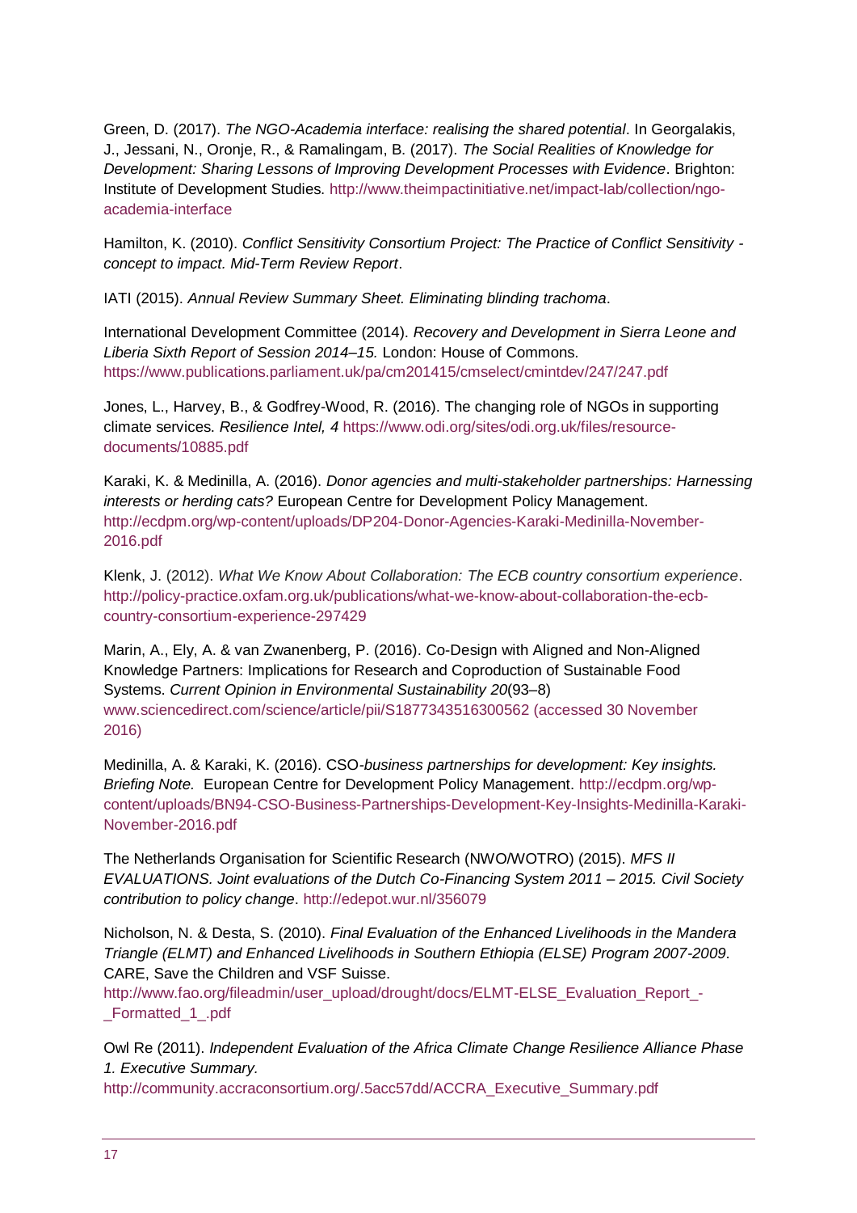Green, D. (2017). *The NGO-Academia interface: realising the shared potential*. In Georgalakis, J., Jessani, N., Oronje, R., & Ramalingam, B. (2017). *The Social Realities of Knowledge for Development: Sharing Lessons of Improving Development Processes with Evidence*. Brighton: Institute of Development Studies. http://www.theimpactinitiative.net/impact-lab/collection/ngo-academia-interface

Hamilton, K. (2010). *Conflict Sensitivity Consortium Project: The Practice of Conflict Sensitivity - concept to impact. Mid-Term Review Report*.

IATI (2015). *Annual Review Summary Sheet. Eliminating blinding trachoma*.

International Development Committee (2014). *Recovery and Development in Sierra Leone and Liberia Sixth Report of Session 2014–15.* London: House of Commons. https://www.publications.parliament.uk/pa/cm201415/cmselect/cmintdev/247/247.pdf

Jones, L., Harvey, B., & Godfrey-Wood, R. (2016). The changing role of NGOs in supporting climate services. *Resilience Intel, 4* https://www.odi.org/sites/odi.org.uk/files/resource-documents/10885.pdf

Karaki, K. & Medinilla, A. (2016). *Donor agencies and multi-stakeholder partnerships: Harnessing interests or herding cats?* European Centre for Development Policy Management. http://ecdpm.org/wp-content/uploads/DP204-Donor-Agencies-Karaki-Medinilla-November-2016.pdf

Klenk, J. (2012). *What We Know About Collaboration: The ECB country consortium experience*. http://policy-practice.oxfam.org.uk/publications/what-we-know-about-collaboration-the-ecb-country-consortium-experience-297429

Marin, A., Ely, A. & van Zwanenberg, P. (2016). Co-Design with Aligned and Non-Aligned Knowledge Partners: Implications for Research and Coproduction of Sustainable Food Systems. *Current Opinion in Environmental Sustainability 20*(93–8) www.sciencedirect.com/science/article/pii/S1877343516300562 (accessed 30 November 2016)

Medinilla, A. & Karaki, K. (2016). CSO-*business partnerships for development: Key insights. Briefing Note.* European Centre for Development Policy Management. http://ecdpm.org/wp-content/uploads/BN94-CSO-Business-Partnerships-Development-Key-Insights-Medinilla-Karaki-November-2016.pdf

The Netherlands Organisation for Scientific Research (NWO/WOTRO) (2015). *MFS II EVALUATIONS. Joint evaluations of the Dutch Co-Financing System 2011 – 2015. Civil Society contribution to policy change*. http://edepot.wur.nl/356079

Nicholson, N. & Desta, S. (2010). *Final Evaluation of the Enhanced Livelihoods in the Mandera Triangle (ELMT) and Enhanced Livelihoods in Southern Ethiopia (ELSE) Program 2007-2009*. CARE, Save the Children and VSF Suisse. http://www.fao.org/fileadmin/user_upload/drought/docs/ELMT-ELSE_Evaluation_Report_-_Formatted_1_.pdf

Owl Re (2011). *Independent Evaluation of the Africa Climate Change Resilience Alliance Phase 1. Executive Summary.* http://community.accraconsortium.org/.5acc57dd/ACCRA_Executive_Summary.pdf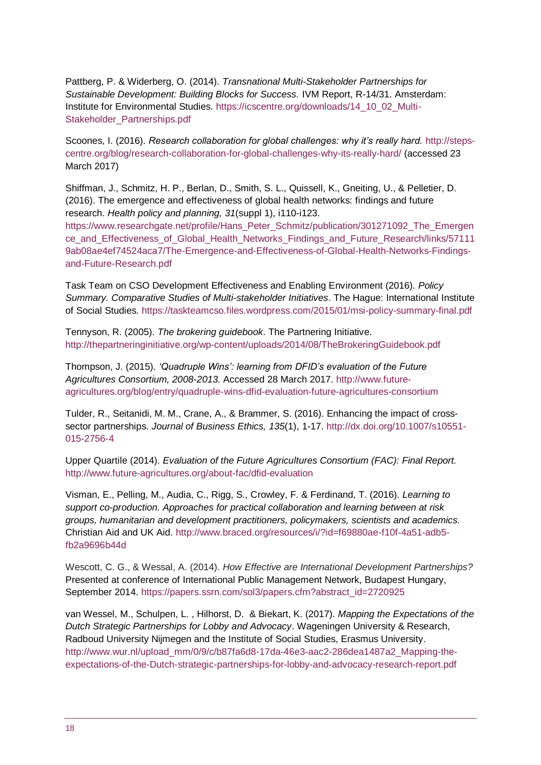Pattberg, P. & Widerberg, O. (2014). *Transnational Multi-Stakeholder Partnerships for Sustainable Development: Building Blocks for Success.* IVM Report, R-14/31. Amsterdam: Institute for Environmental Studies. https://icscentre.org/downloads/14_10_02_Multi-Stakeholder_Partnerships.pdf

Scoones, I. (2016). *Research collaboration for global challenges: why it's really hard.* http://steps-centre.org/blog/research-collaboration-for-global-challenges-why-its-really-hard/ (accessed 23 March 2017)

Shiffman, J., Schmitz, H. P., Berlan, D., Smith, S. L., Quissell, K., Gneiting, U., & Pelletier, D. (2016). The emergence and effectiveness of global health networks: findings and future research. *Health policy and planning, 31*(suppl 1), i110-i123. https://www.researchgate.net/profile/Hans_Peter_Schmitz/publication/301271092_The_Emergence_and_Effectiveness_of_Global_Health_Networks_Findings_and_Future_Research/links/571119ab08ae4ef74524aca7/The-Emergence-and-Effectiveness-of-Global-Health-Networks-Findings-and-Future-Research.pdf

Task Team on CSO Development Effectiveness and Enabling Environment (2016). *Policy Summary. Comparative Studies of Multi-stakeholder Initiatives*. The Hague: International Institute of Social Studies. https://taskteamcso.files.wordpress.com/2015/01/msi-policy-summary-final.pdf

Tennyson, R. (2005). *The brokering guidebook*. The Partnering Initiative. http://thepartneringinitiative.org/wp-content/uploads/2014/08/TheBrokeringGuidebook.pdf

Thompson, J. (2015). *'Quadruple Wins': learning from DFID's evaluation of the Future Agricultures Consortium, 2008-2013.* Accessed 28 March 2017. http://www.future-agricultures.org/blog/entry/quadruple-wins-dfid-evaluation-future-agricultures-consortium

Tulder, R., Seitanidi, M. M., Crane, A., & Brammer, S. (2016). Enhancing the impact of cross-sector partnerships. *Journal of Business Ethics, 135*(1), 1-17. http://dx.doi.org/10.1007/s10551-015-2756-4

Upper Quartile (2014). *Evaluation of the Future Agricultures Consortium (FAC): Final Report.* http://www.future-agricultures.org/about-fac/dfid-evaluation

Visman, E., Pelling, M., Audia, C., Rigg, S., Crowley, F. & Ferdinand, T. (2016). *Learning to support co-production. Approaches for practical collaboration and learning between at risk groups, humanitarian and development practitioners, policymakers, scientists and academics.* Christian Aid and UK Aid. http://www.braced.org/resources/i/?id=f69880ae-f10f-4a51-adb5-fb2a9696b44d

Wescott, C. G., & Wessal, A. (2014). *How Effective are International Development Partnerships?* Presented at conference of International Public Management Network, Budapest Hungary, September 2014. https://papers.ssrn.com/sol3/papers.cfm?abstract_id=2720925

van Wessel, M., Schulpen, L. , Hilhorst, D. & Biekart, K. (2017). *Mapping the Expectations of the Dutch Strategic Partnerships for Lobby and Advocacy*. Wageningen University & Research, Radboud University Nijmegen and the Institute of Social Studies, Erasmus University. http://www.wur.nl/upload_mm/0/9/c/b87fa6d8-17da-46e3-aac2-286dea1487a2_Mapping-the-expectations-of-the-Dutch-strategic-partnerships-for-lobby-and-advocacy-research-report.pdf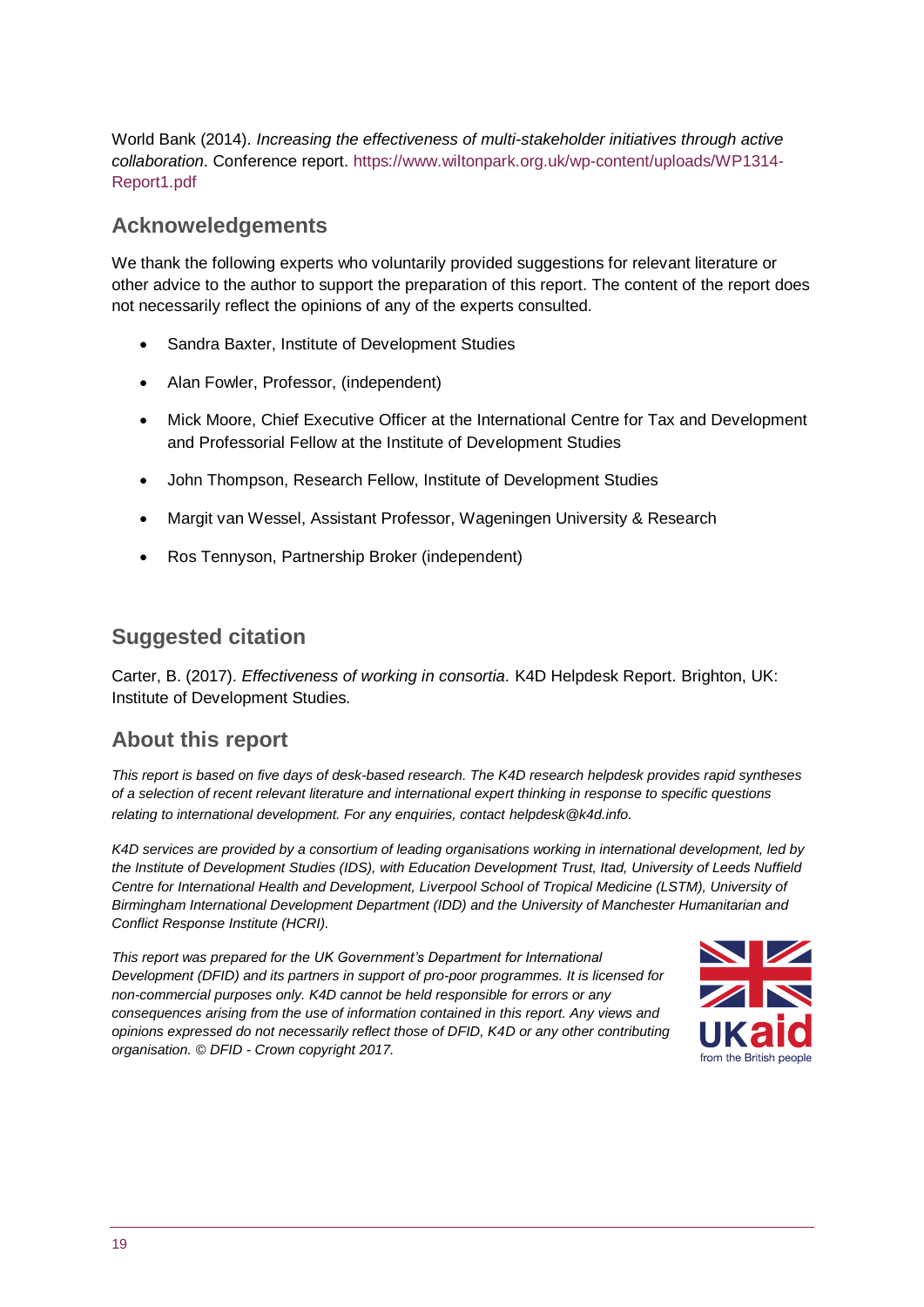World Bank (2014). *Increasing the effectiveness of multi-stakeholder initiatives through active collaboration*. Conference report. https://www.wiltonpark.org.uk/wp-content/uploads/WP1314-Report1.pdf

## Acknoweledgements

We thank the following experts who voluntarily provided suggestions for relevant literature or other advice to the author to support the preparation of this report. The content of the report does not necessarily reflect the opinions of any of the experts consulted.

- Sandra Baxter, Institute of Development Studies
- Alan Fowler, Professor, (independent)
- Mick Moore, Chief Executive Officer at the International Centre for Tax and Development and Professorial Fellow at the Institute of Development Studies
- John Thompson, Research Fellow, Institute of Development Studies
- Margit van Wessel, Assistant Professor, Wageningen University & Research
- Ros Tennyson, Partnership Broker (independent)

## Suggested citation

Carter, B. (2017). *Effectiveness of working in consortia.* K4D Helpdesk Report. Brighton, UK: Institute of Development Studies.

## About this report

*This report is based on five days of desk-based research. The K4D research helpdesk provides rapid syntheses of a selection of recent relevant literature and international expert thinking in response to specific questions relating to international development. For any enquiries, contact helpdesk@k4d.info.*

*K4D services are provided by a consortium of leading organisations working in international development, led by the Institute of Development Studies (IDS), with Education Development Trust, Itad, University of Leeds Nuffield Centre for International Health and Development, Liverpool School of Tropical Medicine (LSTM), University of Birmingham International Development Department (IDD) and the University of Manchester Humanitarian and Conflict Response Institute (HCRI).*

*This report was prepared for the UK Government's Department for International Development (DFID) and its partners in support of pro-poor programmes. It is licensed for non-commercial purposes only. K4D cannot be held responsible for errors or any consequences arising from the use of information contained in this report. Any views and opinions expressed do not necessarily reflect those of DFID, K4D or any other contributing organisation. © DFID - Crown copyright 2017.*

UKaid from the British people